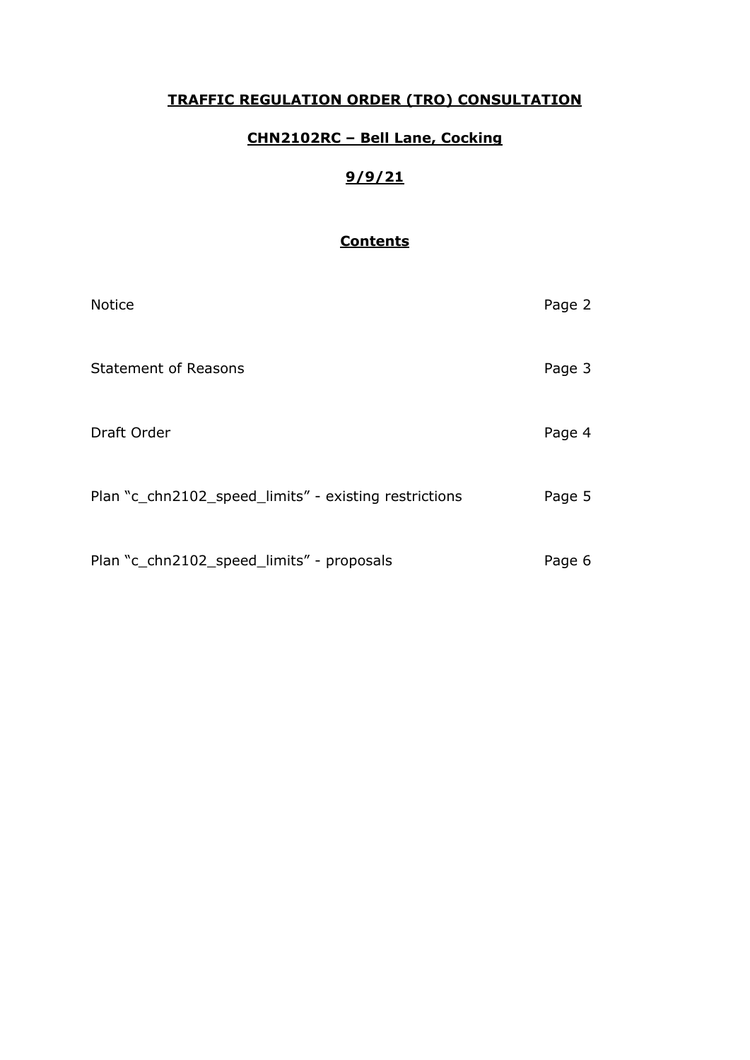# TRAFFIC REGULATION ORDER (TRO) CONSULTATION

## CHN2102RC – Bell Lane, Cocking

## 9/9/21

### Contents

| | |
|---|---|
| Notice | Page 2 |
| Statement of Reasons | Page 3 |
| Draft Order | Page 4 |
| Plan "c_chn2102_speed_limits" - existing restrictions | Page 5 |
| Plan "c_chn2102_speed_limits" - proposals | Page 6 |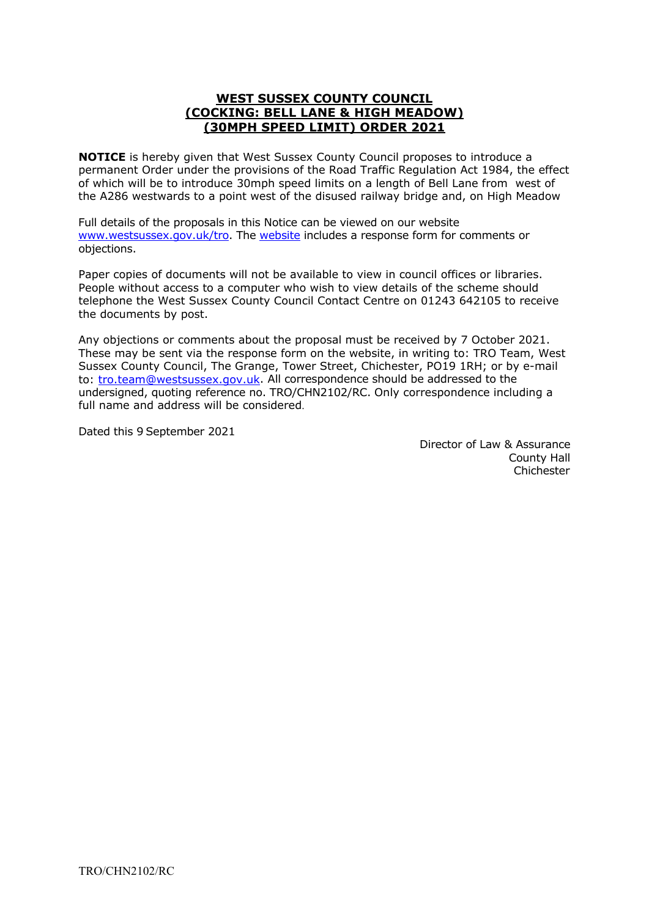# WEST SUSSEX COUNTY COUNCIL
# (COCKING: BELL LANE & HIGH MEADOW)
# (30MPH SPEED LIMIT) ORDER 2021

**NOTICE** is hereby given that West Sussex County Council proposes to introduce a permanent Order under the provisions of the Road Traffic Regulation Act 1984, the effect of which will be to introduce 30mph speed limits on a length of Bell Lane from west of the A286 westwards to a point west of the disused railway bridge and, on High Meadow

Full details of the proposals in this Notice can be viewed on our website [www.westsussex.gov.uk/tro](www.westsussex.gov.uk/tro). The website includes a response form for comments or objections.

Paper copies of documents will not be available to view in council offices or libraries. People without access to a computer who wish to view details of the scheme should telephone the West Sussex County Council Contact Centre on 01243 642105 to receive the documents by post.

Any objections or comments about the proposal must be received by 7 October 2021. These may be sent via the response form on the website, in writing to: TRO Team, West Sussex County Council, The Grange, Tower Street, Chichester, PO19 1RH; or by e-mail to: [tro.team@westsussex.gov.uk](mailto:tro.team@westsussex.gov.uk). All correspondence should be addressed to the undersigned, quoting reference no. TRO/CHN2102/RC. Only correspondence including a full name and address will be considered.

Dated this 9 September 2021

Director of Law & Assurance
County Hall
Chichester

TRO/CHN2102/RC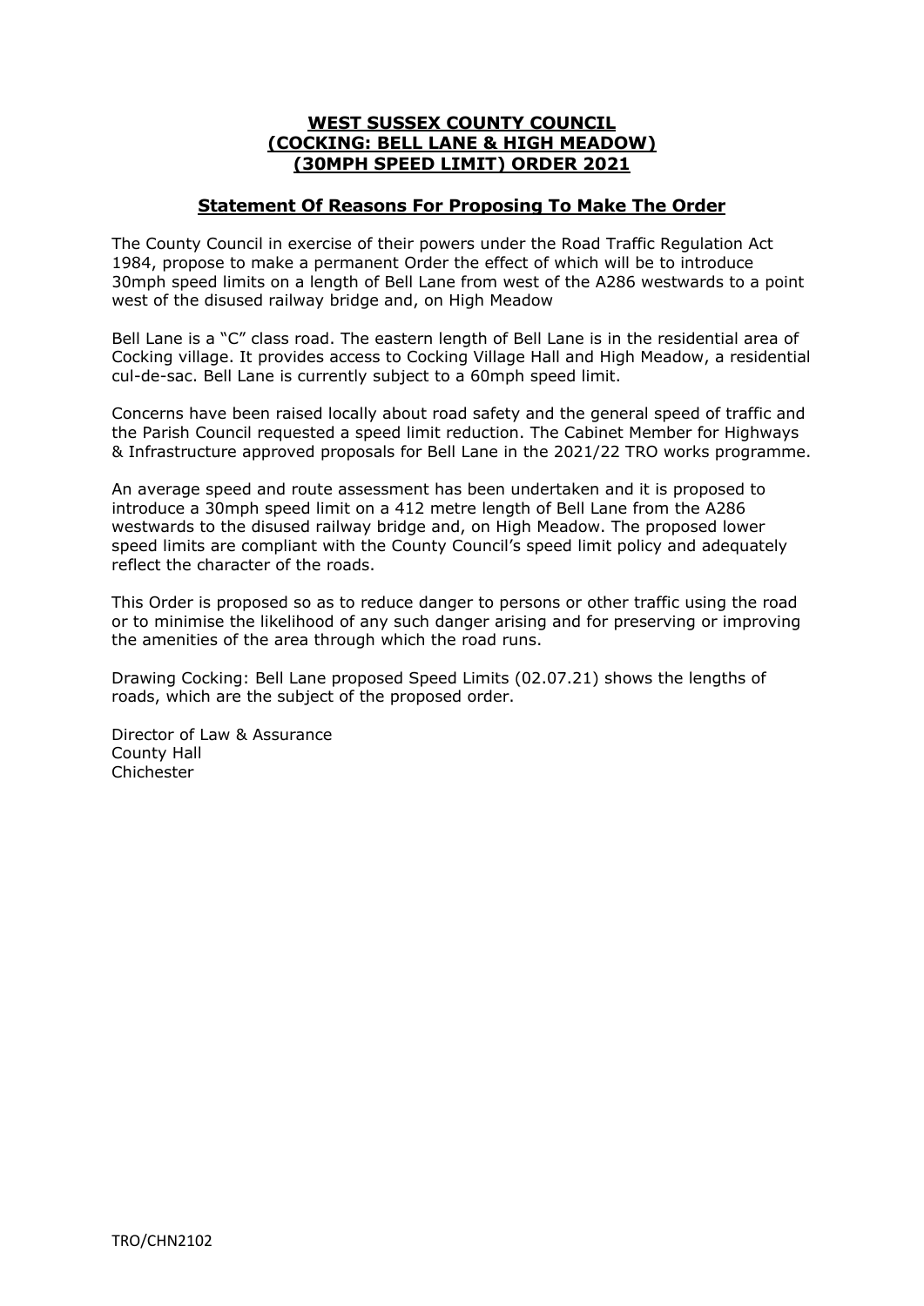# WEST SUSSEX COUNTY COUNCIL (COCKING: BELL LANE & HIGH MEADOW) (30MPH SPEED LIMIT) ORDER 2021

## Statement Of Reasons For Proposing To Make The Order

The County Council in exercise of their powers under the Road Traffic Regulation Act 1984, propose to make a permanent Order the effect of which will be to introduce 30mph speed limits on a length of Bell Lane from west of the A286 westwards to a point west of the disused railway bridge and, on High Meadow

Bell Lane is a "C" class road. The eastern length of Bell Lane is in the residential area of Cocking village. It provides access to Cocking Village Hall and High Meadow, a residential cul-de-sac. Bell Lane is currently subject to a 60mph speed limit.

Concerns have been raised locally about road safety and the general speed of traffic and the Parish Council requested a speed limit reduction. The Cabinet Member for Highways & Infrastructure approved proposals for Bell Lane in the 2021/22 TRO works programme.

An average speed and route assessment has been undertaken and it is proposed to introduce a 30mph speed limit on a 412 metre length of Bell Lane from the A286 westwards to the disused railway bridge and, on High Meadow. The proposed lower speed limits are compliant with the County Council's speed limit policy and adequately reflect the character of the roads.

This Order is proposed so as to reduce danger to persons or other traffic using the road or to minimise the likelihood of any such danger arising and for preserving or improving the amenities of the area through which the road runs.

Drawing Cocking: Bell Lane proposed Speed Limits (02.07.21) shows the lengths of roads, which are the subject of the proposed order.

Director of Law & Assurance
County Hall
Chichester

TRO/CHN2102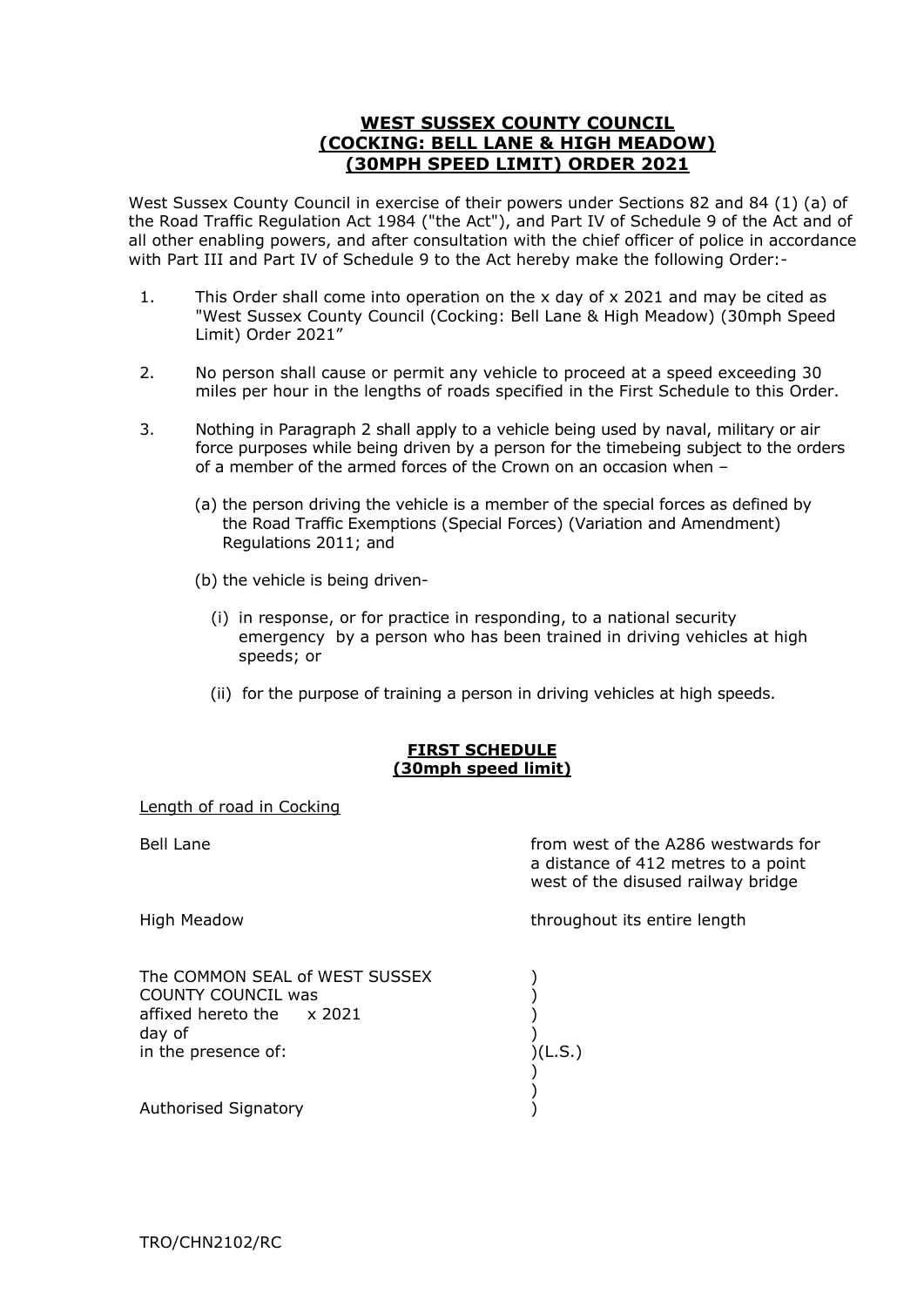# **WEST SUSSEX COUNTY COUNCIL (COCKING: BELL LANE & HIGH MEADOW) (30MPH SPEED LIMIT) ORDER 2021**

West Sussex County Council in exercise of their powers under Sections 82 and 84 (1) (a) of the Road Traffic Regulation Act 1984 ("the Act"), and Part IV of Schedule 9 of the Act and of all other enabling powers, and after consultation with the chief officer of police in accordance with Part III and Part IV of Schedule 9 to the Act hereby make the following Order:-

1. This Order shall come into operation on the x day of x 2021 and may be cited as "West Sussex County Council (Cocking: Bell Lane & High Meadow) (30mph Speed Limit) Order 2021"

2. No person shall cause or permit any vehicle to proceed at a speed exceeding 30 miles per hour in the lengths of roads specified in the First Schedule to this Order.

3. Nothing in Paragraph 2 shall apply to a vehicle being used by naval, military or air force purposes while being driven by a person for the timebeing subject to the orders of a member of the armed forces of the Crown on an occasion when –

   (a) the person driving the vehicle is a member of the special forces as defined by the Road Traffic Exemptions (Special Forces) (Variation and Amendment) Regulations 2011; and

   (b) the vehicle is being driven-

      (i) in response, or for practice in responding, to a national security emergency by a person who has been trained in driving vehicles at high speeds; or

      (ii) for the purpose of training a person in driving vehicles at high speeds.

## **FIRST SCHEDULE (30mph speed limit)**

Length of road in Cocking

| | |
|---|---|
| Bell Lane | from west of the A286 westwards for a distance of 412 metres to a point west of the disused railway bridge |
| High Meadow | throughout its entire length |

The COMMON SEAL of WEST SUSSEX COUNTY COUNCIL was affixed hereto the x 2021 day of in the presence of: ) (L.S.)

Authorised Signatory

TRO/CHN2102/RC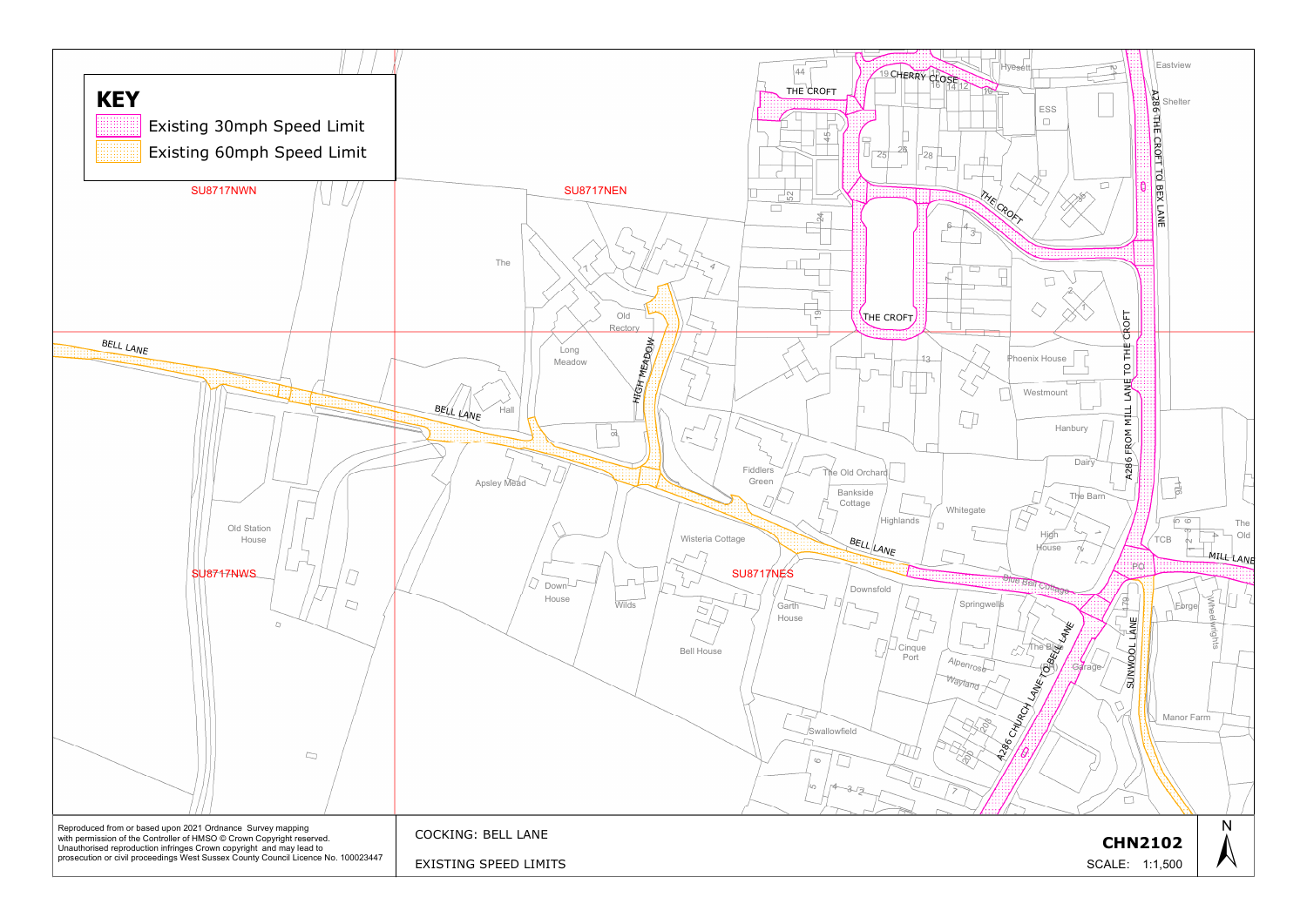## KEY

- Existing 30mph Speed Limit
- Existing 60mph Speed Limit

SU8717NWN

SU8717NEN

SU8717NWS

SU8717NES

BELL LANE

HIGH MEADOW

THE CROFT

CHERRY CLOSE

A286 THE CROFT TO BEX LANE

A286 FROM MILL LANE TO THE CROFT

MILL LANE

SUNWOOL LANE

A286 CHURCH LANE TO BELL LANE

Reproduced from or based upon 2021 Ordnance Survey mapping with permission of the Controller of HMSO © Crown Copyright reserved. Unauthorised reproduction infringes Crown copyright and may lead to prosecution or civil proceedings West Sussex County Council Licence No. 100023447

COCKING: BELL LANE

EXISTING SPEED LIMITS

**CHN2102**

SCALE: 1:1,500

N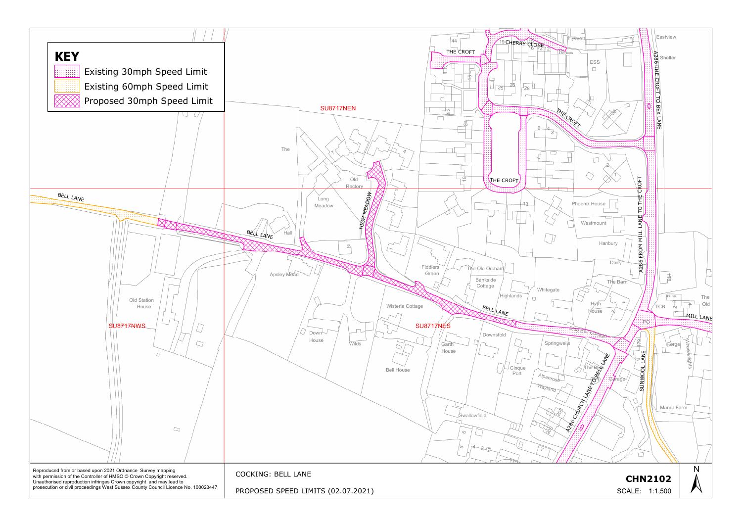**KEY**

- Existing 30mph Speed Limit
- Existing 60mph Speed Limit
- Proposed 30mph Speed Limit

Reproduced from or based upon 2021 Ordnance Survey mapping with permission of the Controller of HMSO © Crown Copyright reserved. Unauthorised reproduction infringes Crown copyright and may lead to prosecution or civil proceedings West Sussex County Council Licence No. 100023447

COCKING: BELL LANE

PROPOSED SPEED LIMITS (02.07.2021)

**CHN2102**

SCALE: 1:1,500

N